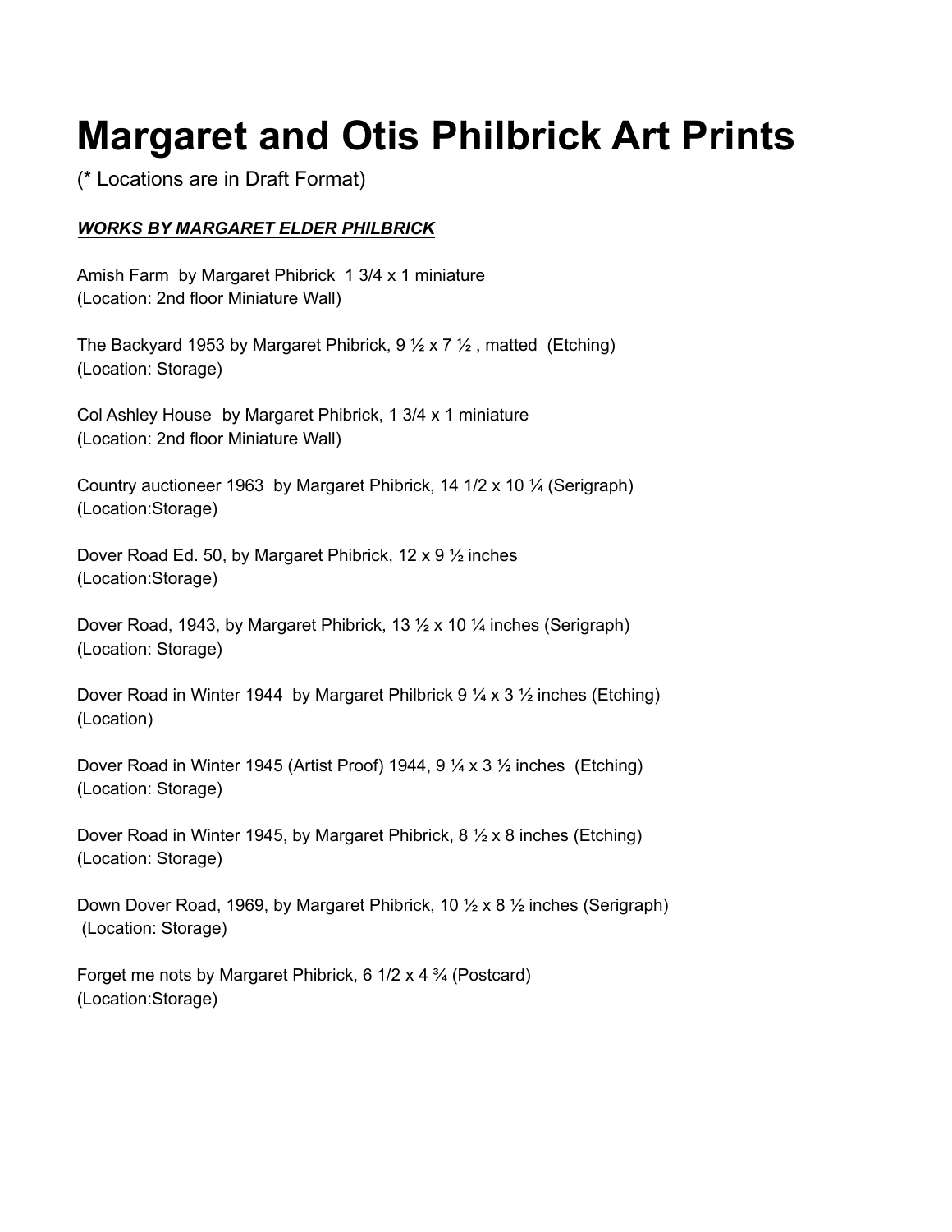# Margaret and Otis Philbrick Art Prints

(* Locations are in Draft Format)

***WORKS BY MARGARET ELDER PHILBRICK***

Amish Farm  by Margaret Phibrick  1 3/4 x 1 miniature
(Location: 2nd floor Miniature Wall)

The Backyard 1953 by Margaret Phibrick, 9 ½ x 7 ½ , matted  (Etching)
(Location: Storage)

Col Ashley House  by Margaret Phibrick, 1 3/4 x 1 miniature
(Location: 2nd floor Miniature Wall)

Country auctioneer 1963  by Margaret Phibrick, 14 1/2 x 10 ¼ (Serigraph)
(Location:Storage)

Dover Road Ed. 50, by Margaret Phibrick, 12 x 9 ½ inches
(Location:Storage)

Dover Road, 1943, by Margaret Phibrick, 13 ½ x 10 ¼ inches (Serigraph)
(Location: Storage)

Dover Road in Winter 1944  by Margaret Philbrick 9 ¼ x 3 ½ inches (Etching)
(Location)

Dover Road in Winter 1945 (Artist Proof) 1944, 9 ¼ x 3 ½ inches  (Etching)
(Location: Storage)

Dover Road in Winter 1945, by Margaret Phibrick, 8 ½ x 8 inches (Etching)
(Location: Storage)

Down Dover Road, 1969, by Margaret Phibrick, 10 ½ x 8 ½ inches (Serigraph)
(Location: Storage)

Forget me nots by Margaret Phibrick, 6 1/2 x 4 ¾ (Postcard)
(Location:Storage)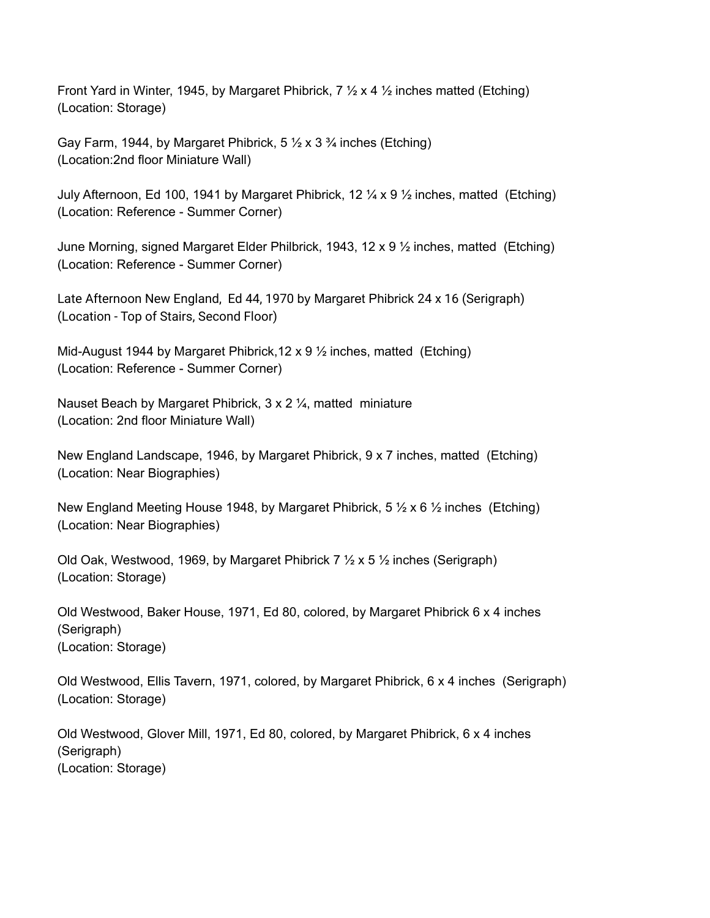Front Yard in Winter, 1945, by Margaret Phibrick, 7 ½ x 4 ½ inches matted (Etching)
(Location: Storage)

Gay Farm, 1944, by Margaret Phibrick, 5 ½ x 3 ¾ inches (Etching)
(Location:2nd floor Miniature Wall)

July Afternoon, Ed 100, 1941 by Margaret Phibrick, 12 ¼ x 9 ½ inches, matted (Etching)
(Location: Reference - Summer Corner)

June Morning, signed Margaret Elder Philbrick, 1943, 12 x 9 ½ inches, matted (Etching)
(Location: Reference - Summer Corner)

Late Afternoon New England, Ed 44, 1970 by Margaret Phibrick 24 x 16 (Serigraph)
(Location - Top of Stairs, Second Floor)

Mid-August 1944 by Margaret Phibrick,12 x 9 ½ inches, matted (Etching)
(Location: Reference - Summer Corner)

Nauset Beach by Margaret Phibrick, 3 x 2 ¼, matted miniature
(Location: 2nd floor Miniature Wall)

New England Landscape, 1946, by Margaret Phibrick, 9 x 7 inches, matted (Etching)
(Location: Near Biographies)

New England Meeting House 1948, by Margaret Phibrick, 5 ½ x 6 ½ inches (Etching)
(Location: Near Biographies)

Old Oak, Westwood, 1969, by Margaret Phibrick 7 ½ x 5 ½ inches (Serigraph)
(Location: Storage)

Old Westwood, Baker House, 1971, Ed 80, colored, by Margaret Phibrick 6 x 4 inches
(Serigraph)
(Location: Storage)

Old Westwood, Ellis Tavern, 1971, colored, by Margaret Phibrick, 6 x 4 inches (Serigraph)
(Location: Storage)

Old Westwood, Glover Mill, 1971, Ed 80, colored, by Margaret Phibrick, 6 x 4 inches
(Serigraph)
(Location: Storage)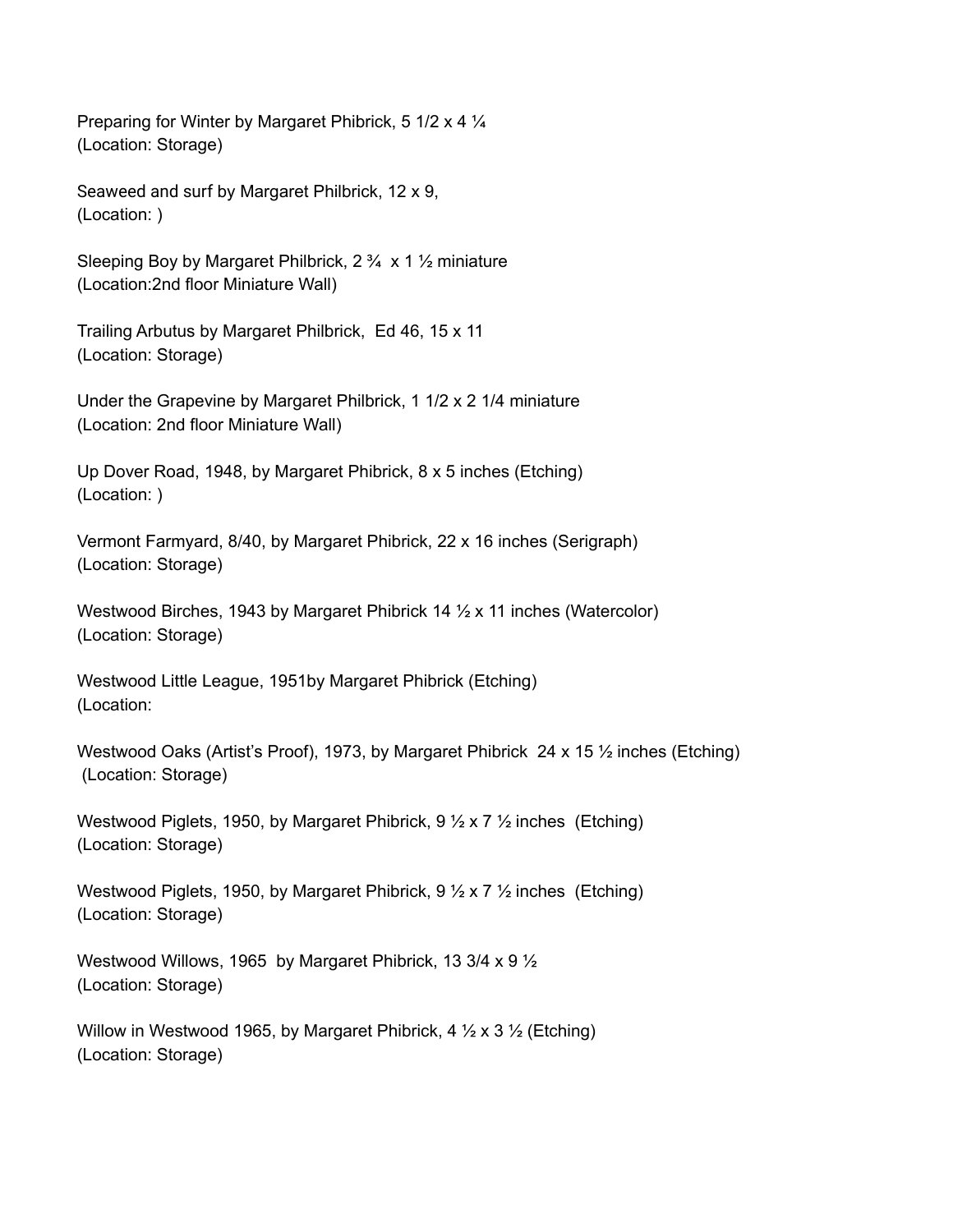Preparing for Winter by Margaret Phibrick, 5 1/2 x 4 ¼
(Location: Storage)

Seaweed and surf by Margaret Philbrick, 12 x 9,
(Location: )

Sleeping Boy by Margaret Philbrick, 2 ¾  x 1 ½ miniature
(Location:2nd floor Miniature Wall)

Trailing Arbutus by Margaret Philbrick,  Ed 46, 15 x 11
(Location: Storage)

Under the Grapevine by Margaret Philbrick, 1 1/2 x 2 1/4 miniature
(Location: 2nd floor Miniature Wall)

Up Dover Road, 1948, by Margaret Phibrick, 8 x 5 inches (Etching)
(Location: )

Vermont Farmyard, 8/40, by Margaret Phibrick, 22 x 16 inches (Serigraph)
(Location: Storage)

Westwood Birches, 1943 by Margaret Phibrick 14 ½ x 11 inches (Watercolor)
(Location: Storage)

Westwood Little League, 1951by Margaret Phibrick (Etching)
(Location:

Westwood Oaks (Artist's Proof), 1973, by Margaret Phibrick  24 x 15 ½ inches (Etching)
(Location: Storage)

Westwood Piglets, 1950, by Margaret Phibrick, 9 ½ x 7 ½ inches  (Etching)
(Location: Storage)

Westwood Piglets, 1950, by Margaret Phibrick, 9 ½ x 7 ½ inches  (Etching)
(Location: Storage)

Westwood Willows, 1965  by Margaret Phibrick, 13 3/4 x 9 ½
(Location: Storage)

Willow in Westwood 1965, by Margaret Phibrick, 4 ½ x 3 ½ (Etching)
(Location: Storage)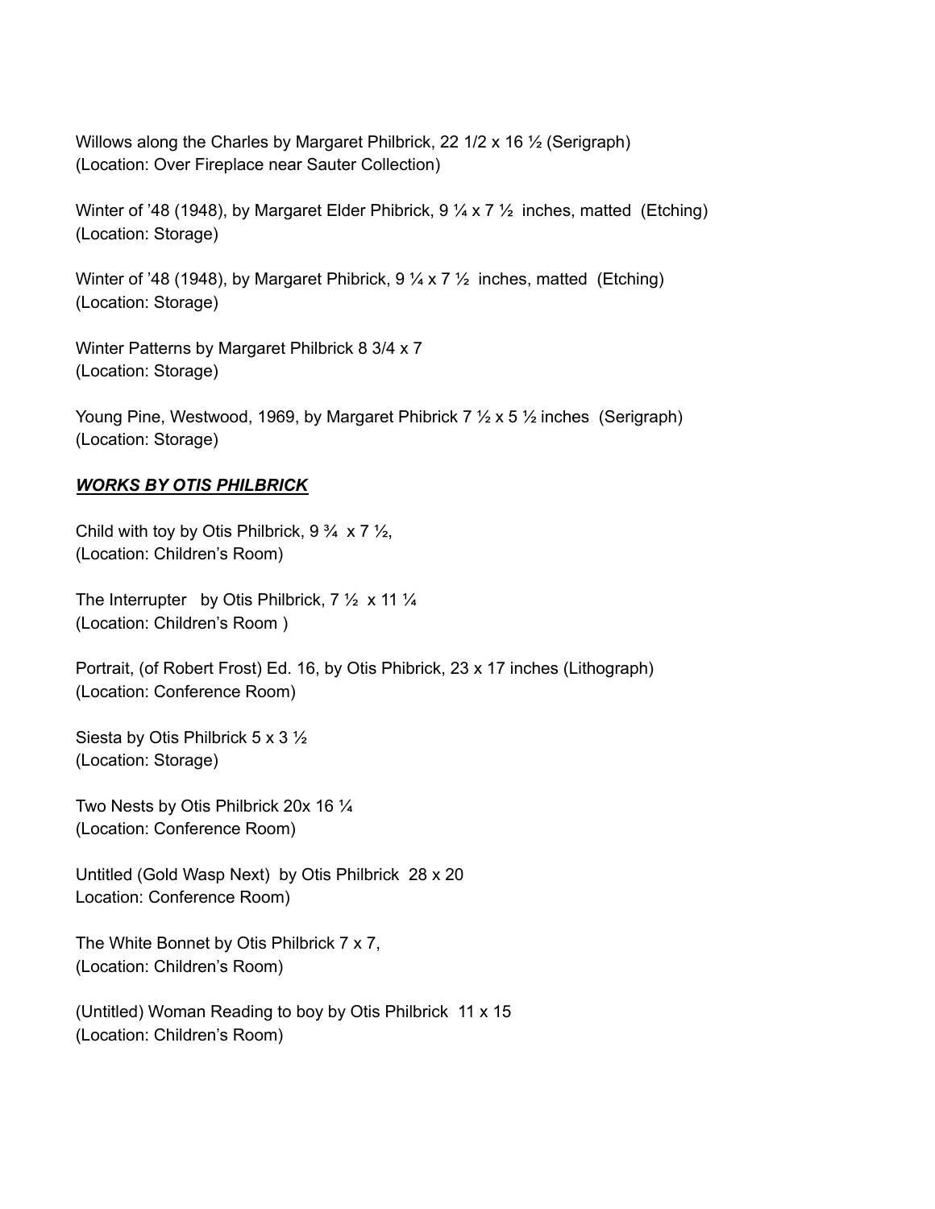Willows along the Charles by Margaret Philbrick, 22 1/2 x 16 ½ (Serigraph)
(Location: Over Fireplace near Sauter Collection)

Winter of '48 (1948), by Margaret Elder Phibrick, 9 ¼ x 7 ½ inches, matted (Etching)
(Location: Storage)

Winter of '48 (1948), by Margaret Phibrick, 9 ¼ x 7 ½ inches, matted (Etching)
(Location: Storage)

Winter Patterns by Margaret Philbrick 8 3/4 x 7
(Location: Storage)

Young Pine, Westwood, 1969, by Margaret Phibrick 7 ½ x 5 ½ inches (Serigraph)
(Location: Storage)

***<u>WORKS BY OTIS PHILBRICK</u>***

Child with toy by Otis Philbrick, 9 ¾ x 7 ½,
(Location: Children's Room)

The Interrupter by Otis Philbrick, 7 ½ x 11 ¼
(Location: Children's Room )

Portrait, (of Robert Frost) Ed. 16, by Otis Phibrick, 23 x 17 inches (Lithograph)
(Location: Conference Room)

Siesta by Otis Philbrick 5 x 3 ½
(Location: Storage)

Two Nests by Otis Philbrick 20x 16 ¼
(Location: Conference Room)

Untitled (Gold Wasp Next) by Otis Philbrick 28 x 20
Location: Conference Room)

The White Bonnet by Otis Philbrick 7 x 7,
(Location: Children's Room)

(Untitled) Woman Reading to boy by Otis Philbrick 11 x 15
(Location: Children's Room)